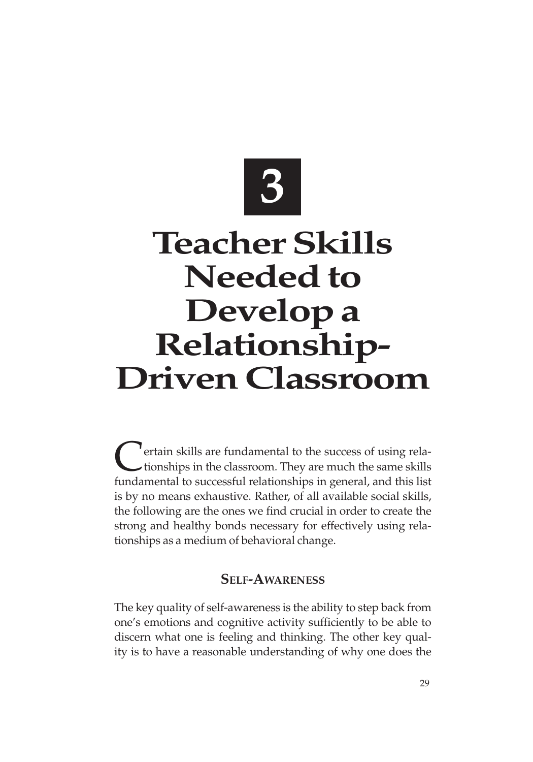# 3

# Teacher Skills Needed to Develop a Relationship-Driven Classroom

Certain skills are fundamental to the success of using relationships in the classroom. They are much the same skills fundamental to successful relationships in general, and this list is by no means exhaustive. Rather, of all available social skills, the following are the ones we find crucial in order to create the strong and healthy bonds necessary for effectively using relationships as a medium of behavioral change.

## Self-Awareness

The key quality of self-awareness is the ability to step back from one's emotions and cognitive activity sufficiently to be able to discern what one is feeling and thinking. The other key quality is to have a reasonable understanding of why one does the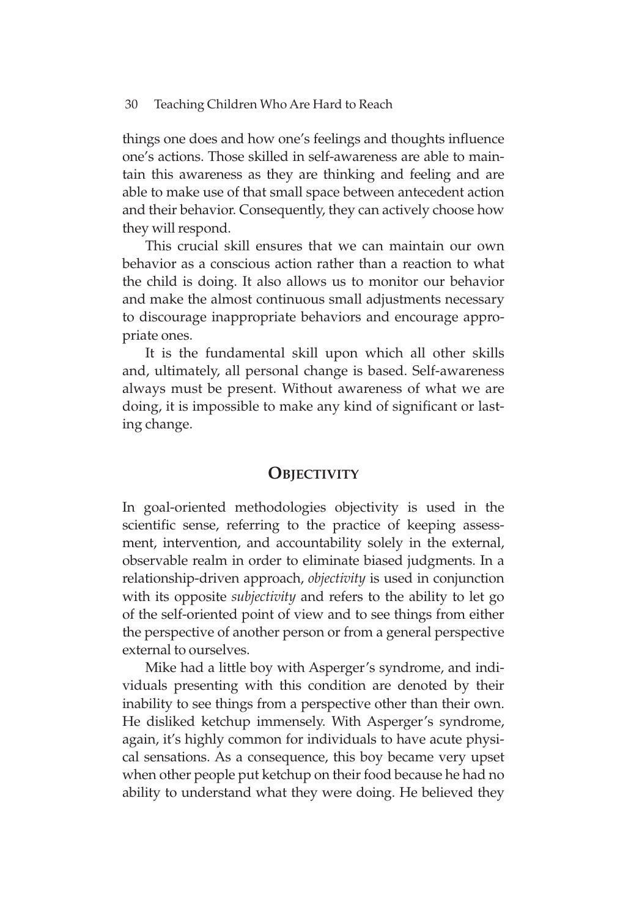things one does and how one's feelings and thoughts influence one's actions. Those skilled in self-awareness are able to maintain this awareness as they are thinking and feeling and are able to make use of that small space between antecedent action and their behavior. Consequently, they can actively choose how they will respond.

This crucial skill ensures that we can maintain our own behavior as a conscious action rather than a reaction to what the child is doing. It also allows us to monitor our behavior and make the almost continuous small adjustments necessary to discourage inappropriate behaviors and encourage appropriate ones.

It is the fundamental skill upon which all other skills and, ultimately, all personal change is based. Self-awareness always must be present. Without awareness of what we are doing, it is impossible to make any kind of significant or lasting change.

## Objectivity

In goal-oriented methodologies objectivity is used in the scientific sense, referring to the practice of keeping assessment, intervention, and accountability solely in the external, observable realm in order to eliminate biased judgments. In a relationship-driven approach, *objectivity* is used in conjunction with its opposite *subjectivity* and refers to the ability to let go of the self-oriented point of view and to see things from either the perspective of another person or from a general perspective external to ourselves.

Mike had a little boy with Asperger's syndrome, and individuals presenting with this condition are denoted by their inability to see things from a perspective other than their own. He disliked ketchup immensely. With Asperger's syndrome, again, it's highly common for individuals to have acute physical sensations. As a consequence, this boy became very upset when other people put ketchup on their food because he had no ability to understand what they were doing. He believed they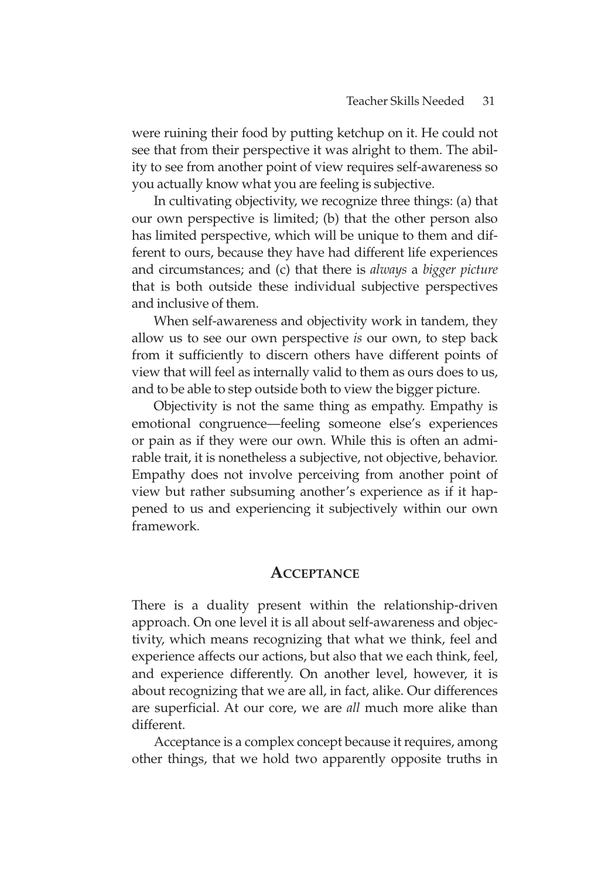were ruining their food by putting ketchup on it. He could not see that from their perspective it was alright to them. The ability to see from another point of view requires self-awareness so you actually know what you are feeling is subjective.

In cultivating objectivity, we recognize three things: (a) that our own perspective is limited; (b) that the other person also has limited perspective, which will be unique to them and different to ours, because they have had different life experiences and circumstances; and (c) that there is *always* a *bigger picture* that is both outside these individual subjective perspectives and inclusive of them.

When self-awareness and objectivity work in tandem, they allow us to see our own perspective *is* our own, to step back from it sufficiently to discern others have different points of view that will feel as internally valid to them as ours does to us, and to be able to step outside both to view the bigger picture.

Objectivity is not the same thing as empathy. Empathy is emotional congruence—feeling someone else's experiences or pain as if they were our own. While this is often an admirable trait, it is nonetheless a subjective, not objective, behavior. Empathy does not involve perceiving from another point of view but rather subsuming another's experience as if it happened to us and experiencing it subjectively within our own framework.

## Acceptance

There is a duality present within the relationship-driven approach. On one level it is all about self-awareness and objectivity, which means recognizing that what we think, feel and experience affects our actions, but also that we each think, feel, and experience differently. On another level, however, it is about recognizing that we are all, in fact, alike. Our differences are superficial. At our core, we are *all* much more alike than different.

Acceptance is a complex concept because it requires, among other things, that we hold two apparently opposite truths in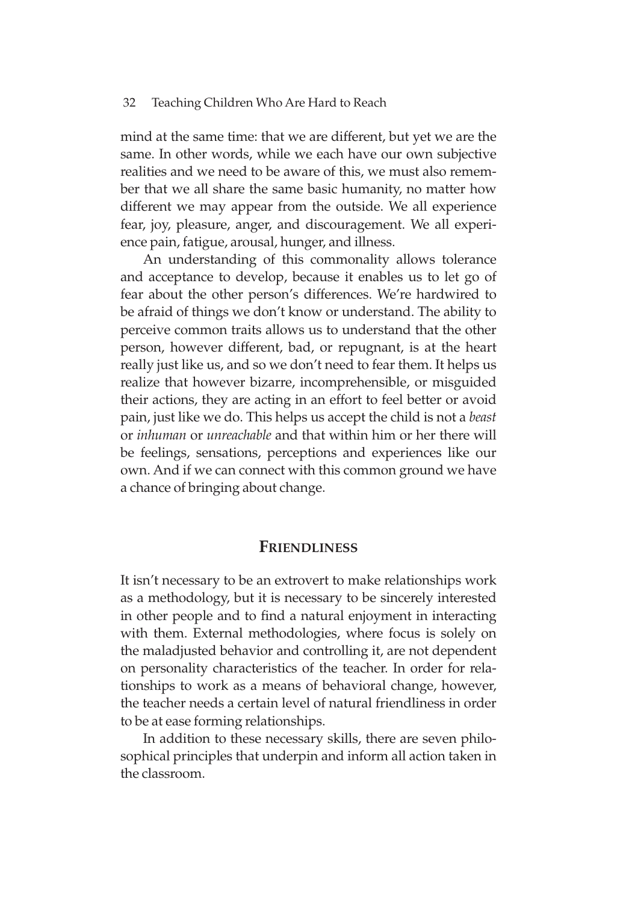mind at the same time: that we are different, but yet we are the same. In other words, while we each have our own subjective realities and we need to be aware of this, we must also remember that we all share the same basic humanity, no matter how different we may appear from the outside. We all experience fear, joy, pleasure, anger, and discouragement. We all experience pain, fatigue, arousal, hunger, and illness.

An understanding of this commonality allows tolerance and acceptance to develop, because it enables us to let go of fear about the other person's differences. We're hardwired to be afraid of things we don't know or understand. The ability to perceive common traits allows us to understand that the other person, however different, bad, or repugnant, is at the heart really just like us, and so we don't need to fear them. It helps us realize that however bizarre, incomprehensible, or misguided their actions, they are acting in an effort to feel better or avoid pain, just like we do. This helps us accept the child is not a *beast* or *inhuman* or *unreachable* and that within him or her there will be feelings, sensations, perceptions and experiences like our own. And if we can connect with this common ground we have a chance of bringing about change.

## Friendliness

It isn't necessary to be an extrovert to make relationships work as a methodology, but it is necessary to be sincerely interested in other people and to find a natural enjoyment in interacting with them. External methodologies, where focus is solely on the maladjusted behavior and controlling it, are not dependent on personality characteristics of the teacher. In order for relationships to work as a means of behavioral change, however, the teacher needs a certain level of natural friendliness in order to be at ease forming relationships.

In addition to these necessary skills, there are seven philosophical principles that underpin and inform all action taken in the classroom.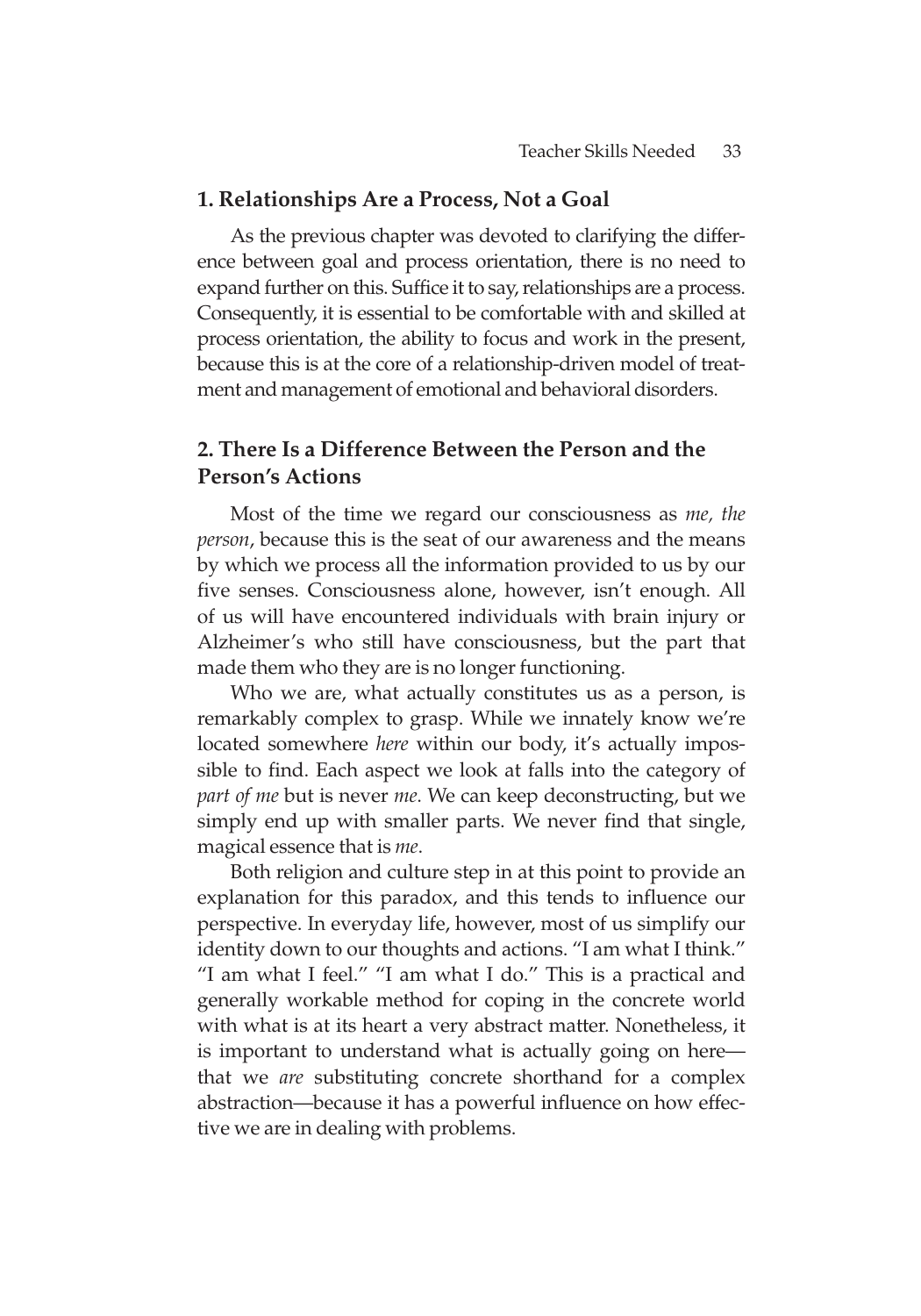### 1. Relationships Are a Process, Not a Goal

As the previous chapter was devoted to clarifying the difference between goal and process orientation, there is no need to expand further on this. Suffice it to say, relationships are a process. Consequently, it is essential to be comfortable with and skilled at process orientation, the ability to focus and work in the present, because this is at the core of a relationship-driven model of treatment and management of emotional and behavioral disorders.

### 2. There Is a Difference Between the Person and the Person's Actions

Most of the time we regard our consciousness as *me, the person*, because this is the seat of our awareness and the means by which we process all the information provided to us by our five senses. Consciousness alone, however, isn't enough. All of us will have encountered individuals with brain injury or Alzheimer's who still have consciousness, but the part that made them who they are is no longer functioning.

Who we are, what actually constitutes us as a person, is remarkably complex to grasp. While we innately know we're located somewhere *here* within our body, it's actually impossible to find. Each aspect we look at falls into the category of *part of me* but is never *me*. We can keep deconstructing, but we simply end up with smaller parts. We never find that single, magical essence that is *me*.

Both religion and culture step in at this point to provide an explanation for this paradox, and this tends to influence our perspective. In everyday life, however, most of us simplify our identity down to our thoughts and actions. "I am what I think." "I am what I feel." "I am what I do." This is a practical and generally workable method for coping in the concrete world with what is at its heart a very abstract matter. Nonetheless, it is important to understand what is actually going on here—that we *are* substituting concrete shorthand for a complex abstraction—because it has a powerful influence on how effective we are in dealing with problems.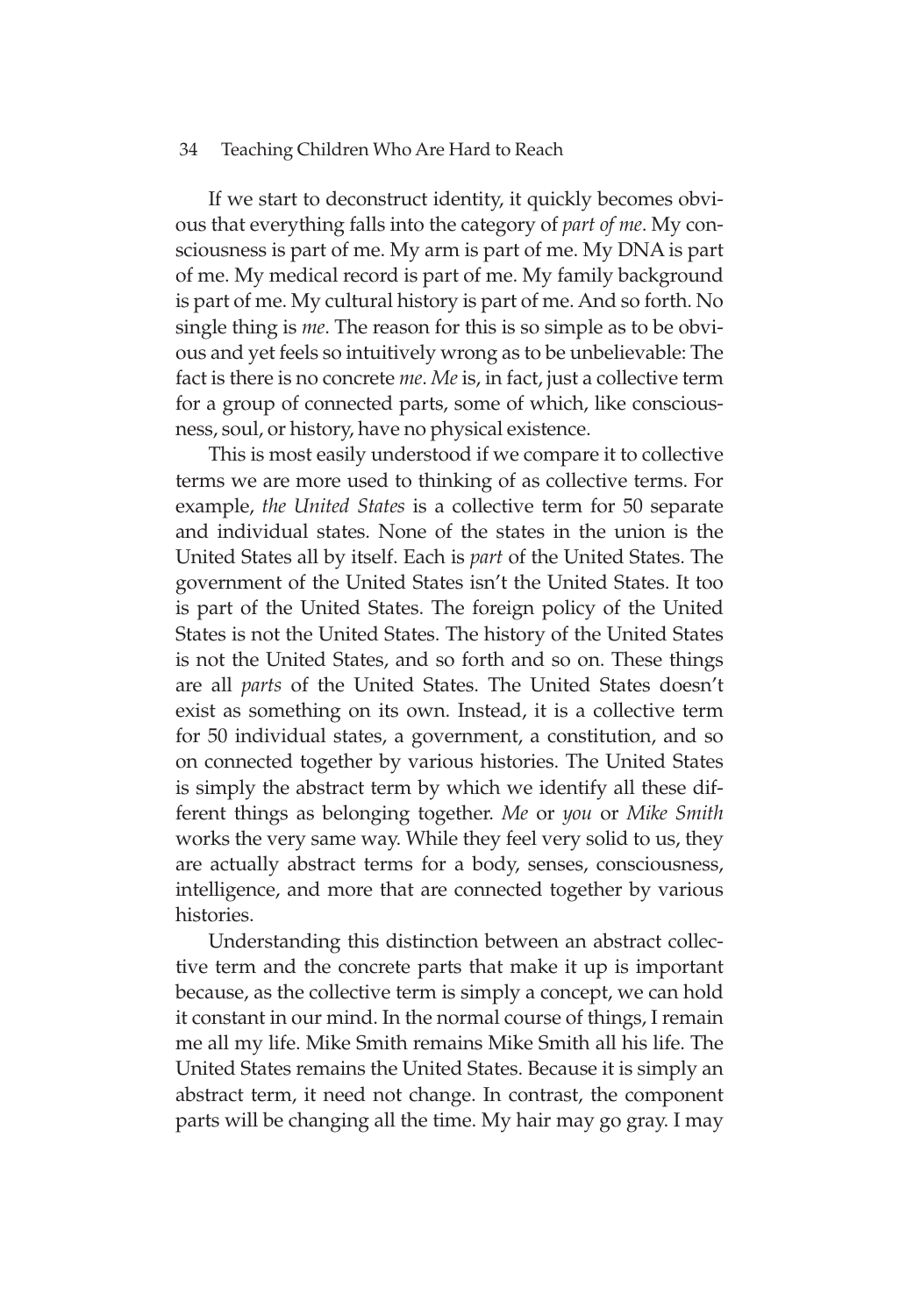If we start to deconstruct identity, it quickly becomes obvious that everything falls into the category of *part of me*. My consciousness is part of me. My arm is part of me. My DNA is part of me. My medical record is part of me. My family background is part of me. My cultural history is part of me. And so forth. No single thing is *me*. The reason for this is so simple as to be obvious and yet feels so intuitively wrong as to be unbelievable: The fact is there is no concrete *me*. *Me* is, in fact, just a collective term for a group of connected parts, some of which, like consciousness, soul, or history, have no physical existence.

This is most easily understood if we compare it to collective terms we are more used to thinking of as collective terms. For example, *the United States* is a collective term for 50 separate and individual states. None of the states in the union is the United States all by itself. Each is *part* of the United States. The government of the United States isn't the United States. It too is part of the United States. The foreign policy of the United States is not the United States. The history of the United States is not the United States, and so forth and so on. These things are all *parts* of the United States. The United States doesn't exist as something on its own. Instead, it is a collective term for 50 individual states, a government, a constitution, and so on connected together by various histories. The United States is simply the abstract term by which we identify all these different things as belonging together. *Me* or *you* or *Mike Smith* works the very same way. While they feel very solid to us, they are actually abstract terms for a body, senses, consciousness, intelligence, and more that are connected together by various histories.

Understanding this distinction between an abstract collective term and the concrete parts that make it up is important because, as the collective term is simply a concept, we can hold it constant in our mind. In the normal course of things, I remain me all my life. Mike Smith remains Mike Smith all his life. The United States remains the United States. Because it is simply an abstract term, it need not change. In contrast, the component parts will be changing all the time. My hair may go gray. I may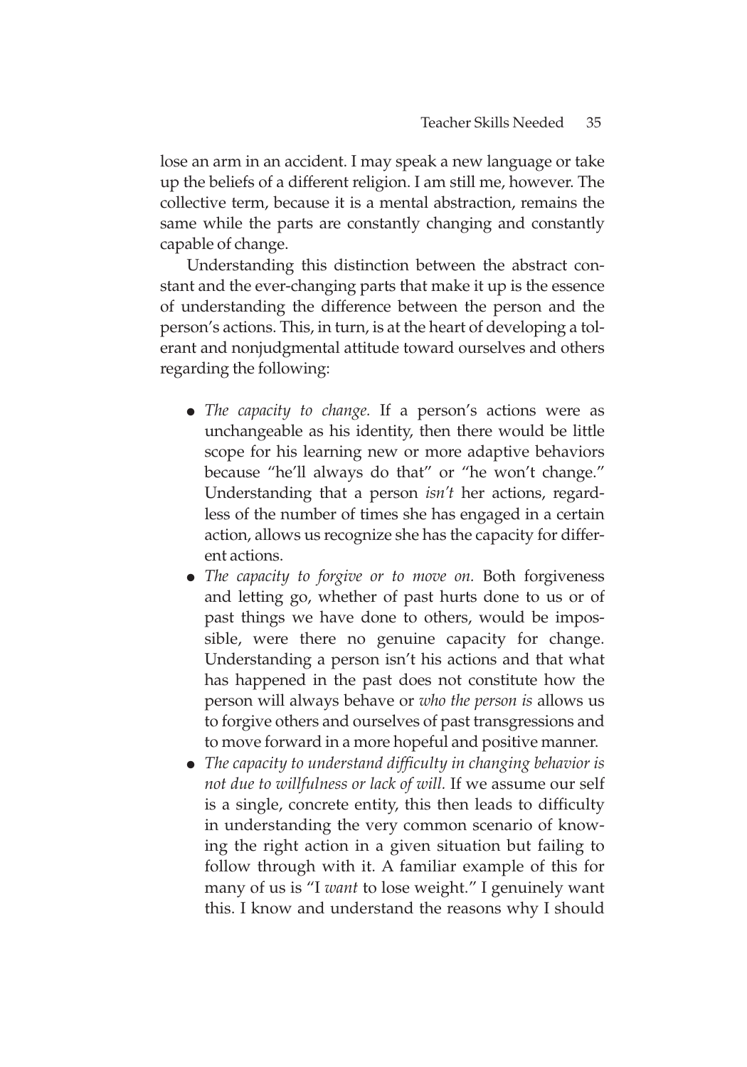lose an arm in an accident. I may speak a new language or take up the beliefs of a different religion. I am still me, however. The collective term, because it is a mental abstraction, remains the same while the parts are constantly changing and constantly capable of change.

Understanding this distinction between the abstract constant and the ever-changing parts that make it up is the essence of understanding the difference between the person and the person's actions. This, in turn, is at the heart of developing a tolerant and nonjudgmental attitude toward ourselves and others regarding the following:

- *The capacity to change.* If a person's actions were as unchangeable as his identity, then there would be little scope for his learning new or more adaptive behaviors because "he'll always do that" or "he won't change." Understanding that a person *isn't* her actions, regardless of the number of times she has engaged in a certain action, allows us recognize she has the capacity for different actions.
- *The capacity to forgive or to move on.* Both forgiveness and letting go, whether of past hurts done to us or of past things we have done to others, would be impossible, were there no genuine capacity for change. Understanding a person isn't his actions and that what has happened in the past does not constitute how the person will always behave or *who the person is* allows us to forgive others and ourselves of past transgressions and to move forward in a more hopeful and positive manner.
- *The capacity to understand difficulty in changing behavior is not due to willfulness or lack of will.* If we assume our self is a single, concrete entity, this then leads to difficulty in understanding the very common scenario of knowing the right action in a given situation but failing to follow through with it. A familiar example of this for many of us is "I *want* to lose weight." I genuinely want this. I know and understand the reasons why I should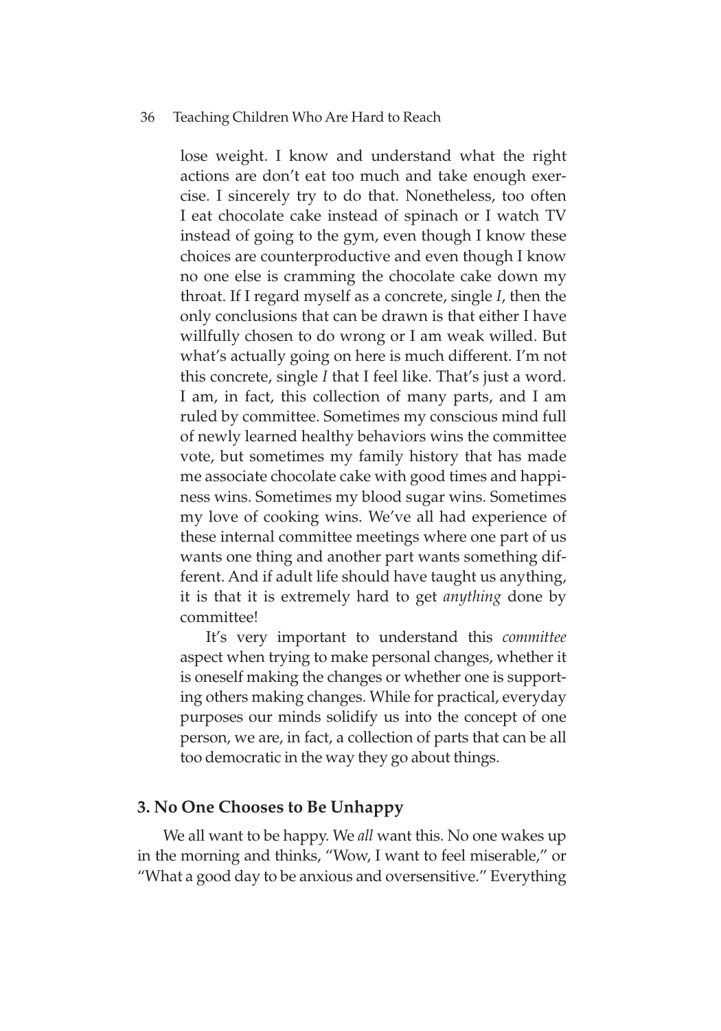lose weight. I know and understand what the right actions are don't eat too much and take enough exercise. I sincerely try to do that. Nonetheless, too often I eat chocolate cake instead of spinach or I watch TV instead of going to the gym, even though I know these choices are counterproductive and even though I know no one else is cramming the chocolate cake down my throat. If I regard myself as a concrete, single *I*, then the only conclusions that can be drawn is that either I have willfully chosen to do wrong or I am weak willed. But what's actually going on here is much different. I'm not this concrete, single *I* that I feel like. That's just a word. I am, in fact, this collection of many parts, and I am ruled by committee. Sometimes my conscious mind full of newly learned healthy behaviors wins the committee vote, but sometimes my family history that has made me associate chocolate cake with good times and happiness wins. Sometimes my blood sugar wins. Sometimes my love of cooking wins. We've all had experience of these internal committee meetings where one part of us wants one thing and another part wants something different. And if adult life should have taught us anything, it is that it is extremely hard to get *anything* done by committee!

It's very important to understand this *committee* aspect when trying to make personal changes, whether it is oneself making the changes or whether one is supporting others making changes. While for practical, everyday purposes our minds solidify us into the concept of one person, we are, in fact, a collection of parts that can be all too democratic in the way they go about things.

### 3. No One Chooses to Be Unhappy

We all want to be happy. We *all* want this. No one wakes up in the morning and thinks, "Wow, I want to feel miserable," or "What a good day to be anxious and oversensitive." Everything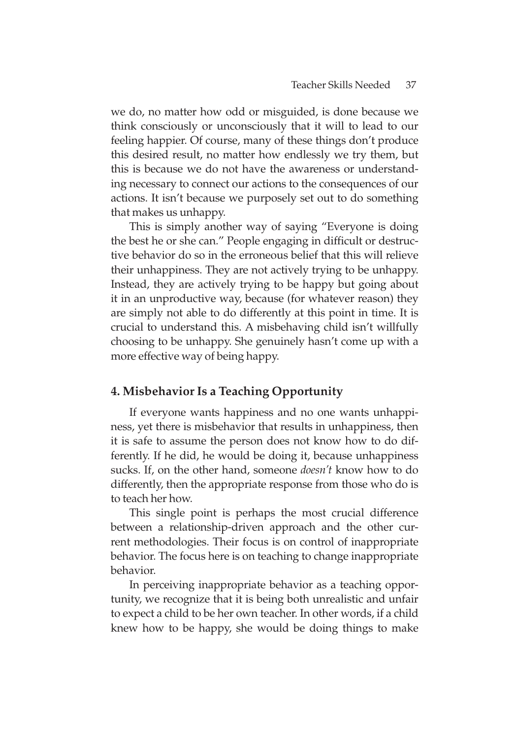we do, no matter how odd or misguided, is done because we think consciously or unconsciously that it will to lead to our feeling happier. Of course, many of these things don't produce this desired result, no matter how endlessly we try them, but this is because we do not have the awareness or understanding necessary to connect our actions to the consequences of our actions. It isn't because we purposely set out to do something that makes us unhappy.

This is simply another way of saying "Everyone is doing the best he or she can." People engaging in difficult or destructive behavior do so in the erroneous belief that this will relieve their unhappiness. They are not actively trying to be unhappy. Instead, they are actively trying to be happy but going about it in an unproductive way, because (for whatever reason) they are simply not able to do differently at this point in time. It is crucial to understand this. A misbehaving child isn't willfully choosing to be unhappy. She genuinely hasn't come up with a more effective way of being happy.

## 4. Misbehavior Is a Teaching Opportunity

If everyone wants happiness and no one wants unhappiness, yet there is misbehavior that results in unhappiness, then it is safe to assume the person does not know how to do differently. If he did, he would be doing it, because unhappiness sucks. If, on the other hand, someone *doesn't* know how to do differently, then the appropriate response from those who do is to teach her how.

This single point is perhaps the most crucial difference between a relationship-driven approach and the other current methodologies. Their focus is on control of inappropriate behavior. The focus here is on teaching to change inappropriate behavior.

In perceiving inappropriate behavior as a teaching opportunity, we recognize that it is being both unrealistic and unfair to expect a child to be her own teacher. In other words, if a child knew how to be happy, she would be doing things to make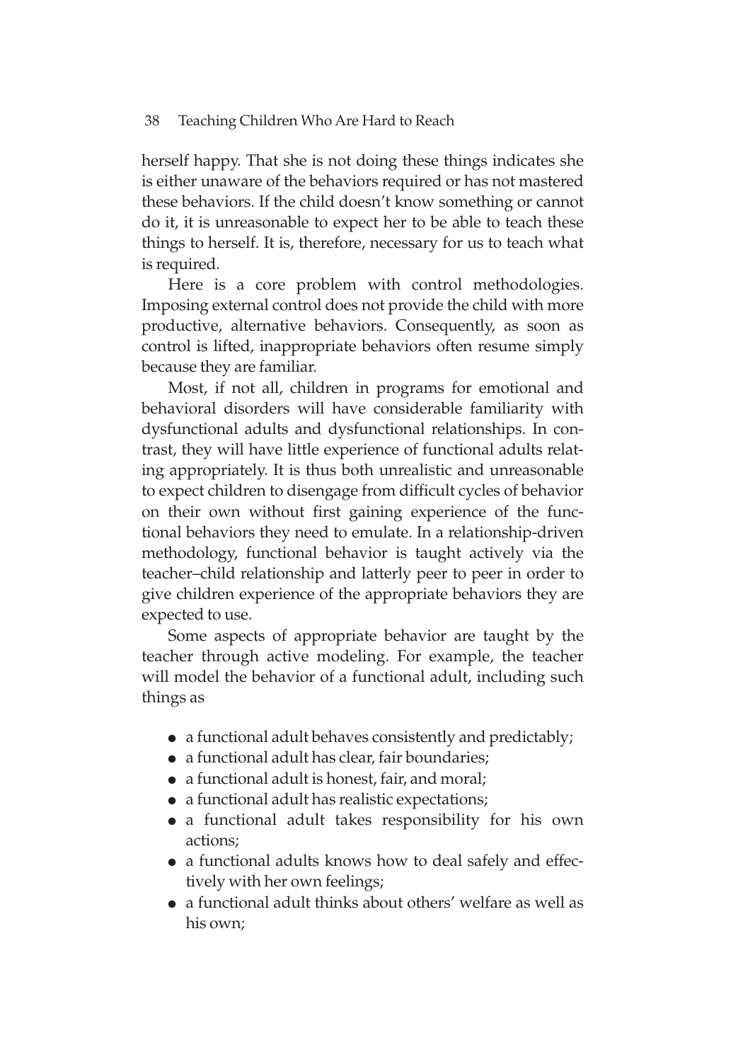herself happy. That she is not doing these things indicates she is either unaware of the behaviors required or has not mastered these behaviors. If the child doesn't know something or cannot do it, it is unreasonable to expect her to be able to teach these things to herself. It is, therefore, necessary for us to teach what is required.

Here is a core problem with control methodologies. Imposing external control does not provide the child with more productive, alternative behaviors. Consequently, as soon as control is lifted, inappropriate behaviors often resume simply because they are familiar.

Most, if not all, children in programs for emotional and behavioral disorders will have considerable familiarity with dysfunctional adults and dysfunctional relationships. In contrast, they will have little experience of functional adults relating appropriately. It is thus both unrealistic and unreasonable to expect children to disengage from difficult cycles of behavior on their own without first gaining experience of the functional behaviors they need to emulate. In a relationship-driven methodology, functional behavior is taught actively via the teacher–child relationship and latterly peer to peer in order to give children experience of the appropriate behaviors they are expected to use.

Some aspects of appropriate behavior are taught by the teacher through active modeling. For example, the teacher will model the behavior of a functional adult, including such things as

- a functional adult behaves consistently and predictably;
- a functional adult has clear, fair boundaries;
- a functional adult is honest, fair, and moral;
- a functional adult has realistic expectations;
- a functional adult takes responsibility for his own actions;
- a functional adults knows how to deal safely and effectively with her own feelings;
- a functional adult thinks about others' welfare as well as his own;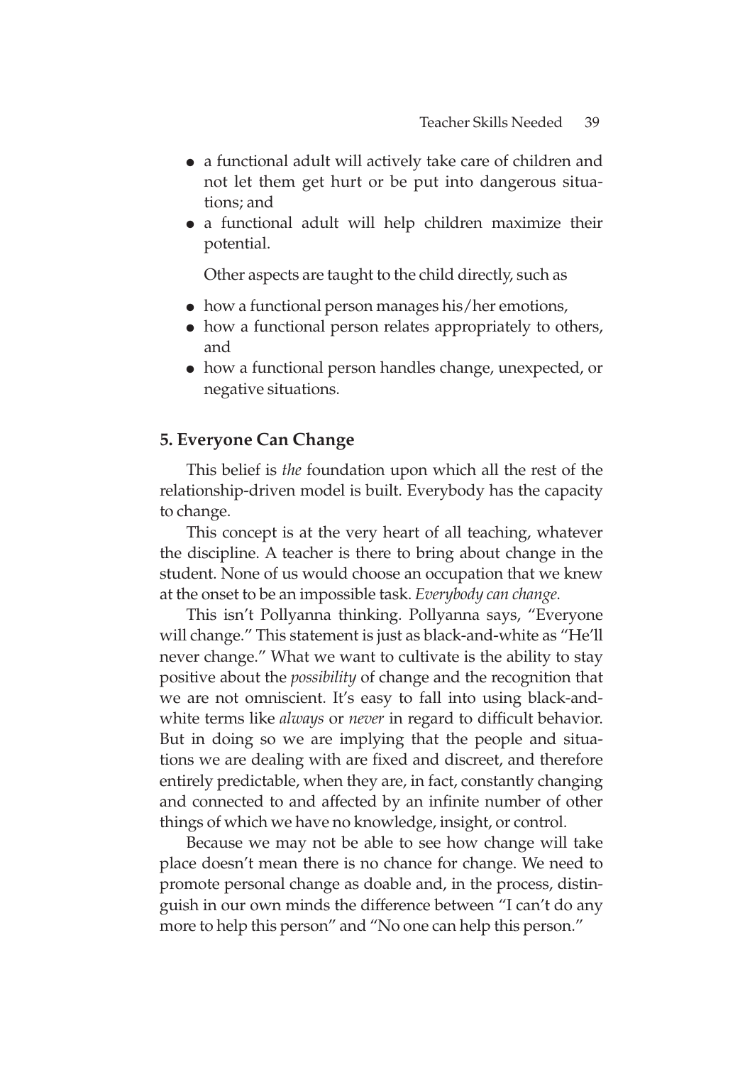- a functional adult will actively take care of children and not let them get hurt or be put into dangerous situations; and
- a functional adult will help children maximize their potential.

Other aspects are taught to the child directly, such as

- how a functional person manages his/her emotions,
- how a functional person relates appropriately to others, and
- how a functional person handles change, unexpected, or negative situations.

## 5. Everyone Can Change

This belief is *the* foundation upon which all the rest of the relationship-driven model is built. Everybody has the capacity to change.

This concept is at the very heart of all teaching, whatever the discipline. A teacher is there to bring about change in the student. None of us would choose an occupation that we knew at the onset to be an impossible task. *Everybody can change.*

This isn't Pollyanna thinking. Pollyanna says, "Everyone will change." This statement is just as black-and-white as "He'll never change." What we want to cultivate is the ability to stay positive about the *possibility* of change and the recognition that we are not omniscient. It's easy to fall into using black-and-white terms like *always* or *never* in regard to difficult behavior. But in doing so we are implying that the people and situations we are dealing with are fixed and discreet, and therefore entirely predictable, when they are, in fact, constantly changing and connected to and affected by an infinite number of other things of which we have no knowledge, insight, or control.

Because we may not be able to see how change will take place doesn't mean there is no chance for change. We need to promote personal change as doable and, in the process, distinguish in our own minds the difference between "I can't do any more to help this person" and "No one can help this person."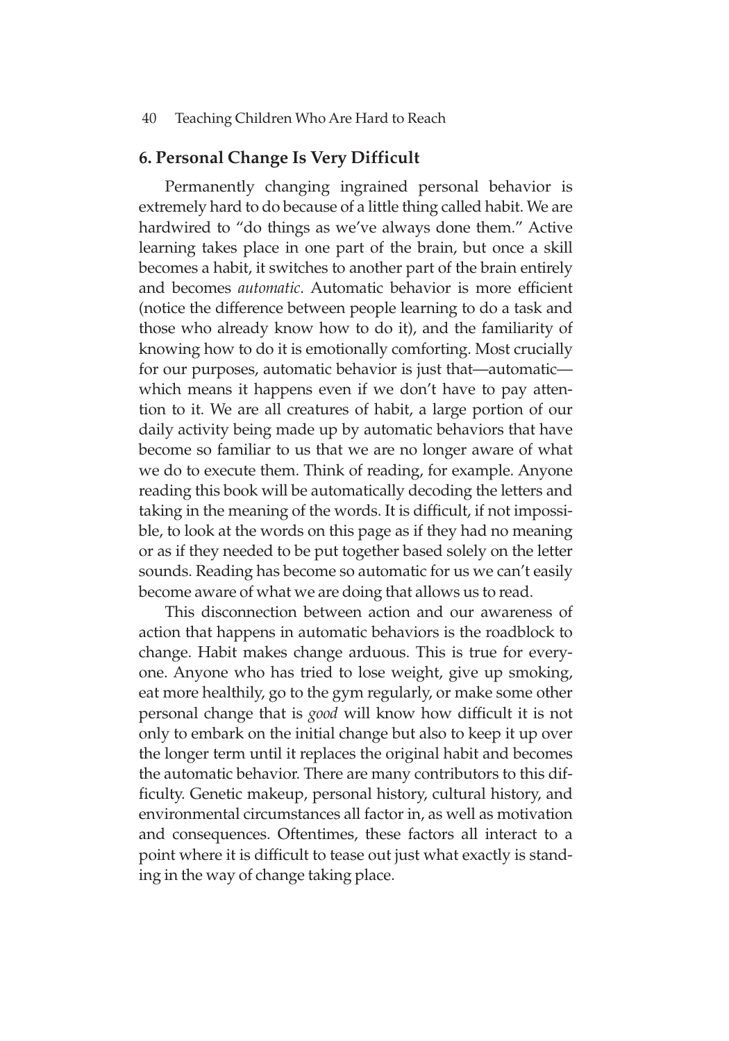### 6. Personal Change Is Very Difficult

Permanently changing ingrained personal behavior is extremely hard to do because of a little thing called habit. We are hardwired to "do things as we've always done them." Active learning takes place in one part of the brain, but once a skill becomes a habit, it switches to another part of the brain entirely and becomes *automatic*. Automatic behavior is more efficient (notice the difference between people learning to do a task and those who already know how to do it), and the familiarity of knowing how to do it is emotionally comforting. Most crucially for our purposes, automatic behavior is just that—automatic—which means it happens even if we don't have to pay attention to it. We are all creatures of habit, a large portion of our daily activity being made up by automatic behaviors that have become so familiar to us that we are no longer aware of what we do to execute them. Think of reading, for example. Anyone reading this book will be automatically decoding the letters and taking in the meaning of the words. It is difficult, if not impossible, to look at the words on this page as if they had no meaning or as if they needed to be put together based solely on the letter sounds. Reading has become so automatic for us we can't easily become aware of what we are doing that allows us to read.

This disconnection between action and our awareness of action that happens in automatic behaviors is the roadblock to change. Habit makes change arduous. This is true for everyone. Anyone who has tried to lose weight, give up smoking, eat more healthily, go to the gym regularly, or make some other personal change that is *good* will know how difficult it is not only to embark on the initial change but also to keep it up over the longer term until it replaces the original habit and becomes the automatic behavior. There are many contributors to this difficulty. Genetic makeup, personal history, cultural history, and environmental circumstances all factor in, as well as motivation and consequences. Oftentimes, these factors all interact to a point where it is difficult to tease out just what exactly is standing in the way of change taking place.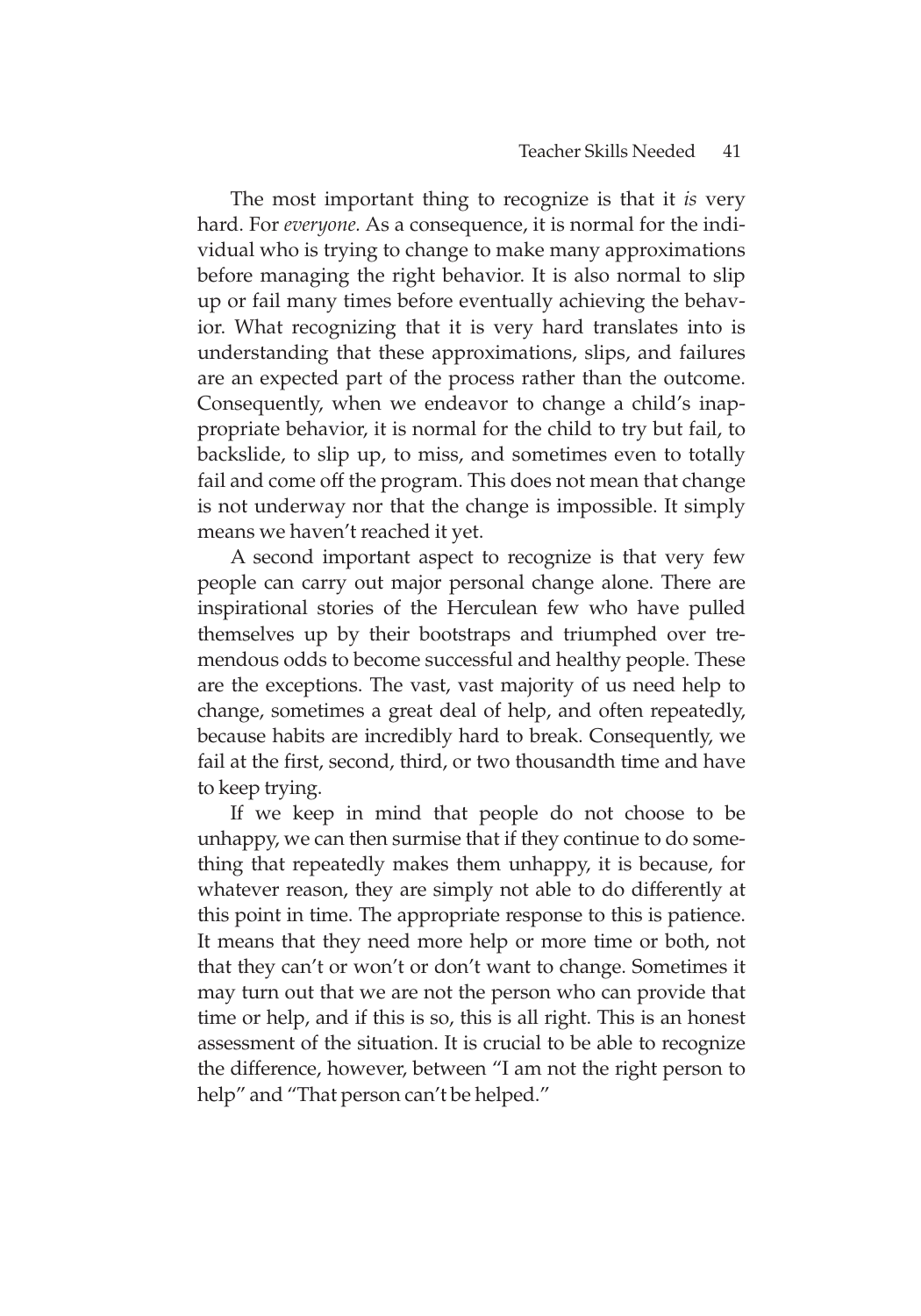The most important thing to recognize is that it *is* very hard. For *everyone*. As a consequence, it is normal for the individual who is trying to change to make many approximations before managing the right behavior. It is also normal to slip up or fail many times before eventually achieving the behavior. What recognizing that it is very hard translates into is understanding that these approximations, slips, and failures are an expected part of the process rather than the outcome. Consequently, when we endeavor to change a child's inappropriate behavior, it is normal for the child to try but fail, to backslide, to slip up, to miss, and sometimes even to totally fail and come off the program. This does not mean that change is not underway nor that the change is impossible. It simply means we haven't reached it yet.

A second important aspect to recognize is that very few people can carry out major personal change alone. There are inspirational stories of the Herculean few who have pulled themselves up by their bootstraps and triumphed over tremendous odds to become successful and healthy people. These are the exceptions. The vast, vast majority of us need help to change, sometimes a great deal of help, and often repeatedly, because habits are incredibly hard to break. Consequently, we fail at the first, second, third, or two thousandth time and have to keep trying.

If we keep in mind that people do not choose to be unhappy, we can then surmise that if they continue to do something that repeatedly makes them unhappy, it is because, for whatever reason, they are simply not able to do differently at this point in time. The appropriate response to this is patience. It means that they need more help or more time or both, not that they can't or won't or don't want to change. Sometimes it may turn out that we are not the person who can provide that time or help, and if this is so, this is all right. This is an honest assessment of the situation. It is crucial to be able to recognize the difference, however, between "I am not the right person to help" and "That person can't be helped."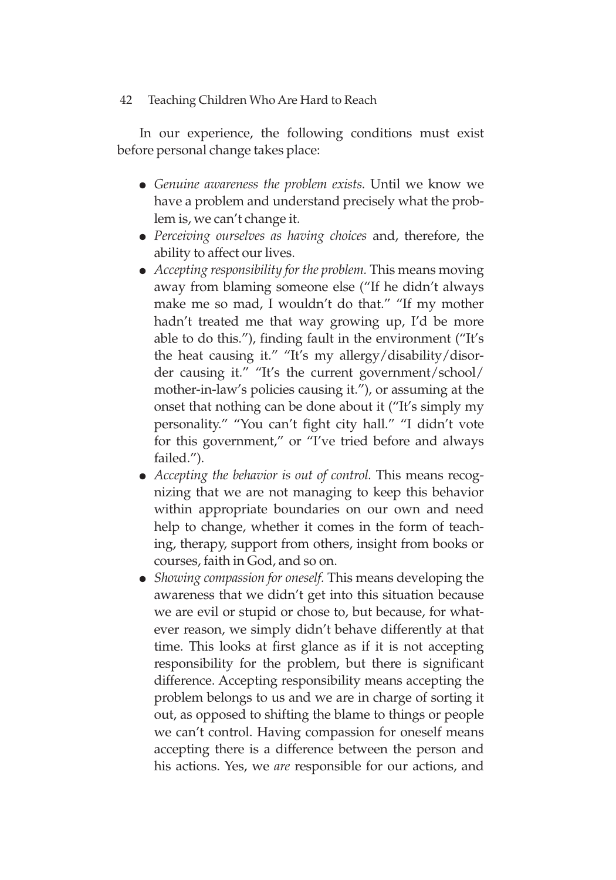In our experience, the following conditions must exist before personal change takes place:

- *Genuine awareness the problem exists.* Until we know we have a problem and understand precisely what the problem is, we can't change it.
- *Perceiving ourselves as having choices* and, therefore, the ability to affect our lives.
- *Accepting responsibility for the problem.* This means moving away from blaming someone else ("If he didn't always make me so mad, I wouldn't do that." "If my mother hadn't treated me that way growing up, I'd be more able to do this."), finding fault in the environment ("It's the heat causing it." "It's my allergy/disability/disorder causing it." "It's the current government/school/mother-in-law's policies causing it."), or assuming at the onset that nothing can be done about it ("It's simply my personality." "You can't fight city hall." "I didn't vote for this government," or "I've tried before and always failed.").
- *Accepting the behavior is out of control.* This means recognizing that we are not managing to keep this behavior within appropriate boundaries on our own and need help to change, whether it comes in the form of teaching, therapy, support from others, insight from books or courses, faith in God, and so on.
- *Showing compassion for oneself.* This means developing the awareness that we didn't get into this situation because we are evil or stupid or chose to, but because, for whatever reason, we simply didn't behave differently at that time. This looks at first glance as if it is not accepting responsibility for the problem, but there is significant difference. Accepting responsibility means accepting the problem belongs to us and we are in charge of sorting it out, as opposed to shifting the blame to things or people we can't control. Having compassion for oneself means accepting there is a difference between the person and his actions. Yes, we *are* responsible for our actions, and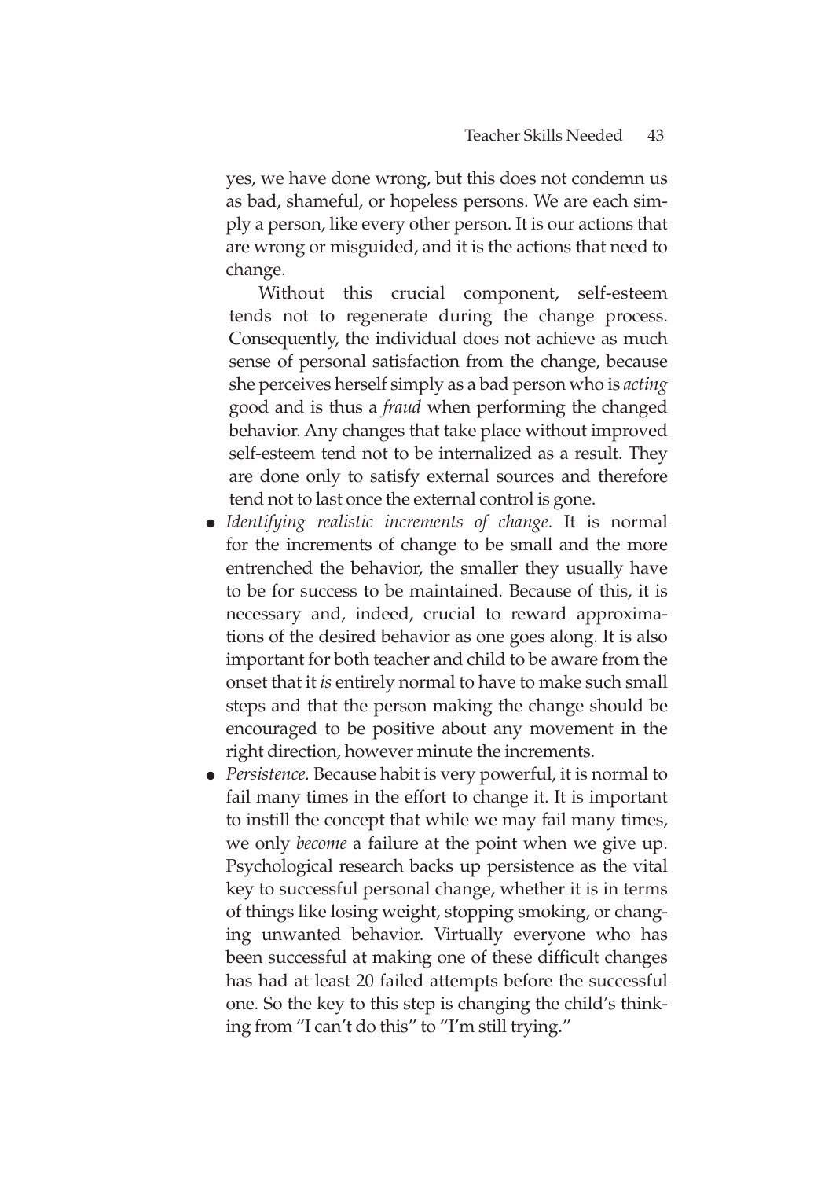yes, we have done wrong, but this does not condemn us as bad, shameful, or hopeless persons. We are each simply a person, like every other person. It is our actions that are wrong or misguided, and it is the actions that need to change.

Without this crucial component, self-esteem tends not to regenerate during the change process. Consequently, the individual does not achieve as much sense of personal satisfaction from the change, because she perceives herself simply as a bad person who is *acting* good and is thus a *fraud* when performing the changed behavior. Any changes that take place without improved self-esteem tend not to be internalized as a result. They are done only to satisfy external sources and therefore tend not to last once the external control is gone.

- *Identifying realistic increments of change*. It is normal for the increments of change to be small and the more entrenched the behavior, the smaller they usually have to be for success to be maintained. Because of this, it is necessary and, indeed, crucial to reward approximations of the desired behavior as one goes along. It is also important for both teacher and child to be aware from the onset that it *is* entirely normal to have to make such small steps and that the person making the change should be encouraged to be positive about any movement in the right direction, however minute the increments.
- *Persistence.* Because habit is very powerful, it is normal to fail many times in the effort to change it. It is important to instill the concept that while we may fail many times, we only *become* a failure at the point when we give up. Psychological research backs up persistence as the vital key to successful personal change, whether it is in terms of things like losing weight, stopping smoking, or changing unwanted behavior. Virtually everyone who has been successful at making one of these difficult changes has had at least 20 failed attempts before the successful one. So the key to this step is changing the child's thinking from "I can't do this" to "I'm still trying."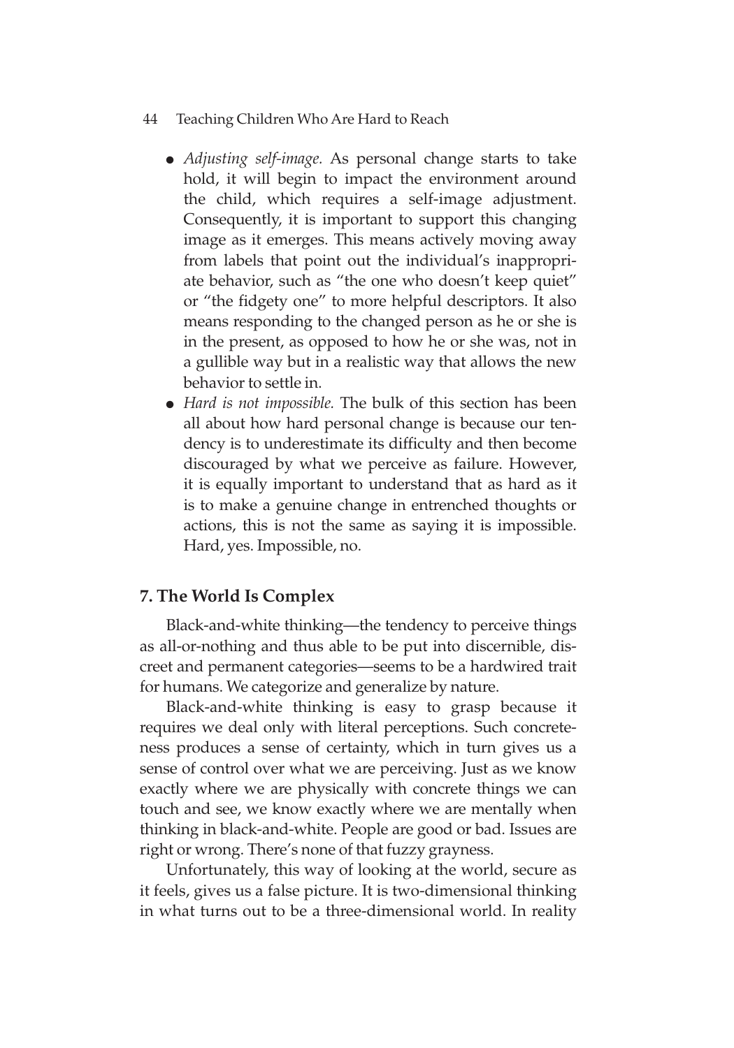- *Adjusting self-image.* As personal change starts to take hold, it will begin to impact the environment around the child, which requires a self-image adjustment. Consequently, it is important to support this changing image as it emerges. This means actively moving away from labels that point out the individual's inappropriate behavior, such as "the one who doesn't keep quiet" or "the fidgety one" to more helpful descriptors. It also means responding to the changed person as he or she is in the present, as opposed to how he or she was, not in a gullible way but in a realistic way that allows the new behavior to settle in.
- *Hard is not impossible.* The bulk of this section has been all about how hard personal change is because our tendency is to underestimate its difficulty and then become discouraged by what we perceive as failure. However, it is equally important to understand that as hard as it is to make a genuine change in entrenched thoughts or actions, this is not the same as saying it is impossible. Hard, yes. Impossible, no.

### 7. The World Is Complex

Black-and-white thinking—the tendency to perceive things as all-or-nothing and thus able to be put into discernible, discreet and permanent categories—seems to be a hardwired trait for humans. We categorize and generalize by nature.

Black-and-white thinking is easy to grasp because it requires we deal only with literal perceptions. Such concreteness produces a sense of certainty, which in turn gives us a sense of control over what we are perceiving. Just as we know exactly where we are physically with concrete things we can touch and see, we know exactly where we are mentally when thinking in black-and-white. People are good or bad. Issues are right or wrong. There's none of that fuzzy grayness.

Unfortunately, this way of looking at the world, secure as it feels, gives us a false picture. It is two-dimensional thinking in what turns out to be a three-dimensional world. In reality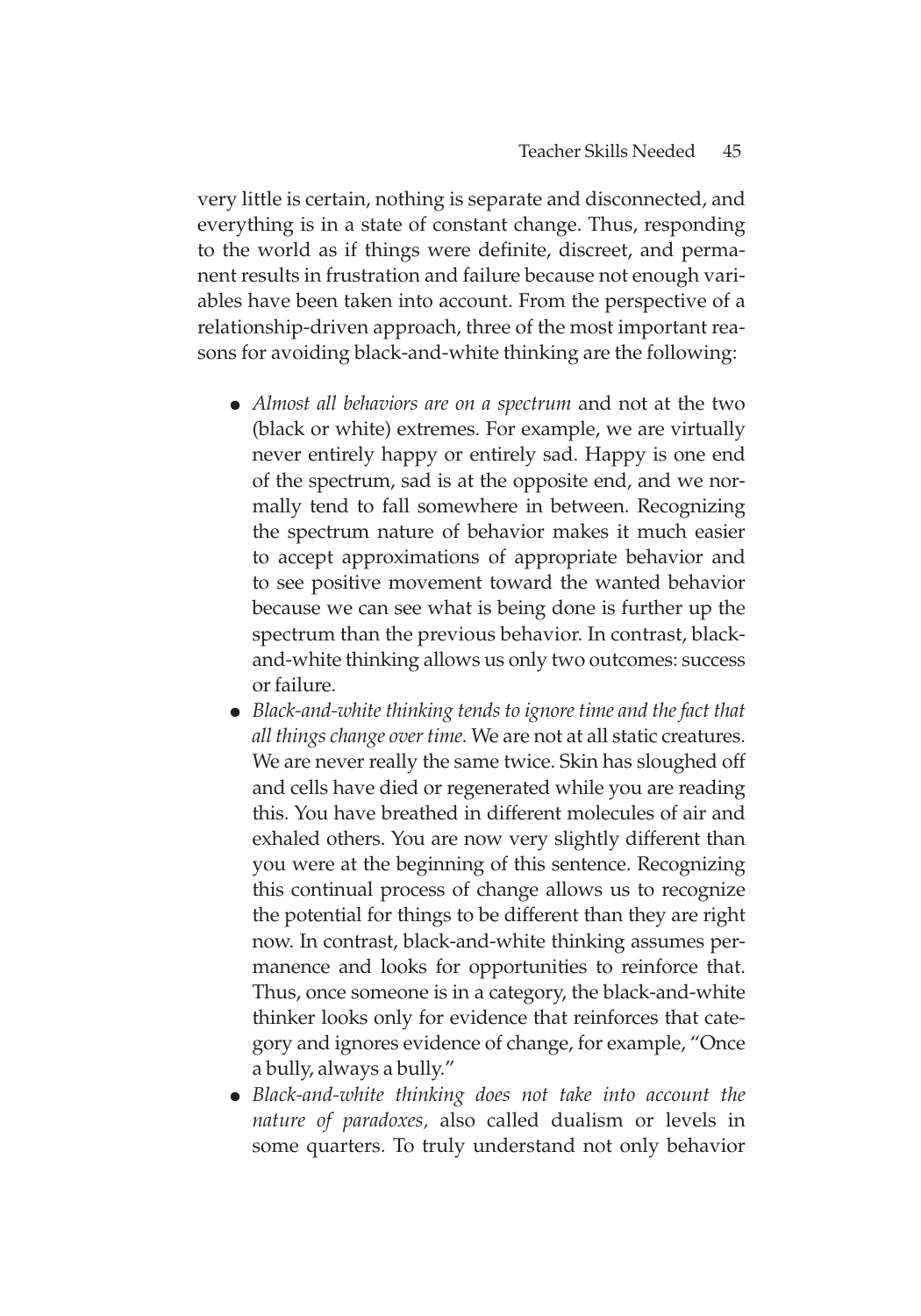very little is certain, nothing is separate and disconnected, and everything is in a state of constant change. Thus, responding to the world as if things were definite, discreet, and permanent results in frustration and failure because not enough variables have been taken into account. From the perspective of a relationship-driven approach, three of the most important reasons for avoiding black-and-white thinking are the following:

- *Almost all behaviors are on a spectrum* and not at the two (black or white) extremes. For example, we are virtually never entirely happy or entirely sad. Happy is one end of the spectrum, sad is at the opposite end, and we normally tend to fall somewhere in between. Recognizing the spectrum nature of behavior makes it much easier to accept approximations of appropriate behavior and to see positive movement toward the wanted behavior because we can see what is being done is further up the spectrum than the previous behavior. In contrast, black-and-white thinking allows us only two outcomes: success or failure.
- *Black-and-white thinking tends to ignore time and the fact that all things change over time.* We are not at all static creatures. We are never really the same twice. Skin has sloughed off and cells have died or regenerated while you are reading this. You have breathed in different molecules of air and exhaled others. You are now very slightly different than you were at the beginning of this sentence. Recognizing this continual process of change allows us to recognize the potential for things to be different than they are right now. In contrast, black-and-white thinking assumes permanence and looks for opportunities to reinforce that. Thus, once someone is in a category, the black-and-white thinker looks only for evidence that reinforces that category and ignores evidence of change, for example, "Once a bully, always a bully."
- *Black-and-white thinking does not take into account the nature of paradoxes,* also called dualism or levels in some quarters. To truly understand not only behavior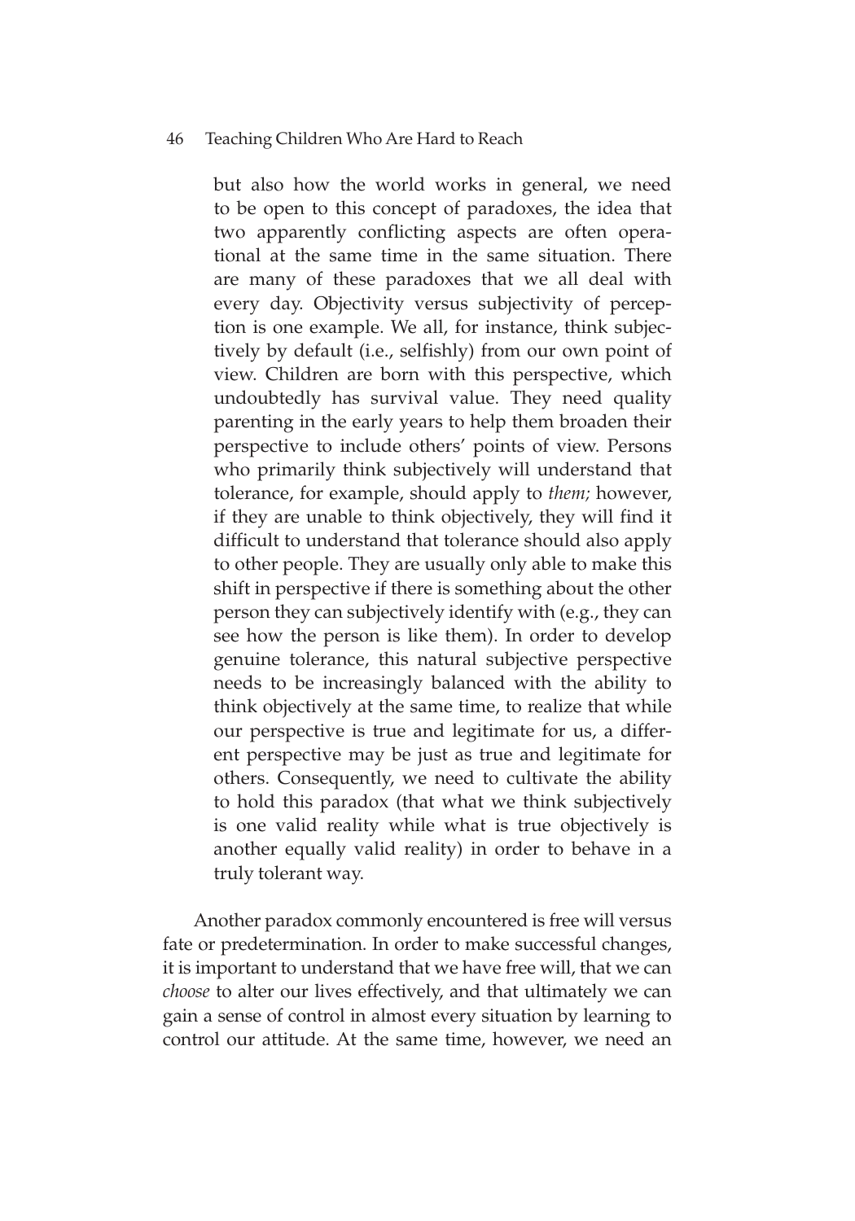> but also how the world works in general, we need to be open to this concept of paradoxes, the idea that two apparently conflicting aspects are often operational at the same time in the same situation. There are many of these paradoxes that we all deal with every day. Objectivity versus subjectivity of perception is one example. We all, for instance, think subjectively by default (i.e., selfishly) from our own point of view. Children are born with this perspective, which undoubtedly has survival value. They need quality parenting in the early years to help them broaden their perspective to include others' points of view. Persons who primarily think subjectively will understand that tolerance, for example, should apply to *them;* however, if they are unable to think objectively, they will find it difficult to understand that tolerance should also apply to other people. They are usually only able to make this shift in perspective if there is something about the other person they can subjectively identify with (e.g., they can see how the person is like them). In order to develop genuine tolerance, this natural subjective perspective needs to be increasingly balanced with the ability to think objectively at the same time, to realize that while our perspective is true and legitimate for us, a different perspective may be just as true and legitimate for others. Consequently, we need to cultivate the ability to hold this paradox (that what we think subjectively is one valid reality while what is true objectively is another equally valid reality) in order to behave in a truly tolerant way.

Another paradox commonly encountered is free will versus fate or predetermination. In order to make successful changes, it is important to understand that we have free will, that we can *choose* to alter our lives effectively, and that ultimately we can gain a sense of control in almost every situation by learning to control our attitude. At the same time, however, we need an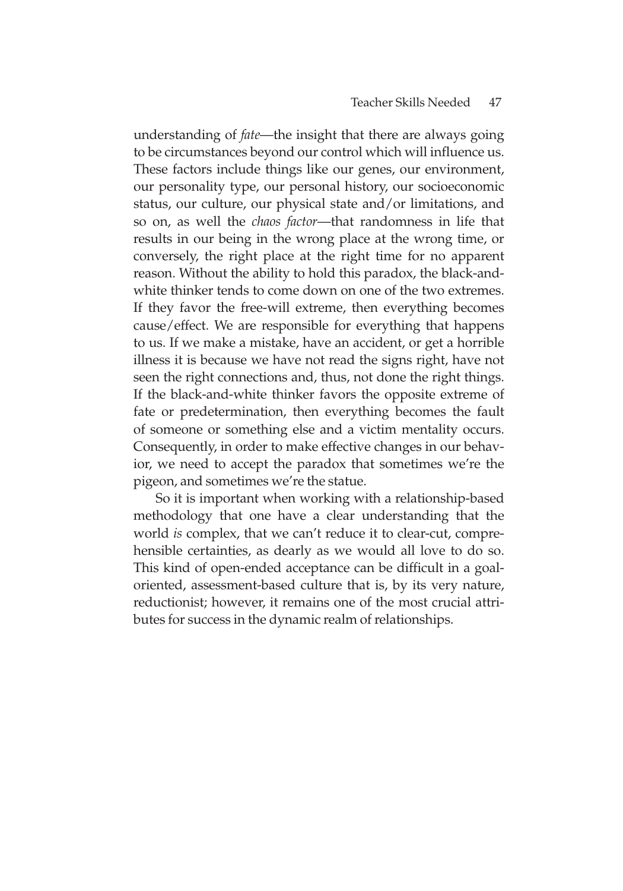understanding of *fate*—the insight that there are always going to be circumstances beyond our control which will influence us. These factors include things like our genes, our environment, our personality type, our personal history, our socioeconomic status, our culture, our physical state and/or limitations, and so on, as well the *chaos factor*—that randomness in life that results in our being in the wrong place at the wrong time, or conversely, the right place at the right time for no apparent reason. Without the ability to hold this paradox, the black-and-white thinker tends to come down on one of the two extremes. If they favor the free-will extreme, then everything becomes cause/effect. We are responsible for everything that happens to us. If we make a mistake, have an accident, or get a horrible illness it is because we have not read the signs right, have not seen the right connections and, thus, not done the right things. If the black-and-white thinker favors the opposite extreme of fate or predetermination, then everything becomes the fault of someone or something else and a victim mentality occurs. Consequently, in order to make effective changes in our behavior, we need to accept the paradox that sometimes we're the pigeon, and sometimes we're the statue.

So it is important when working with a relationship-based methodology that one have a clear understanding that the world *is* complex, that we can't reduce it to clear-cut, comprehensible certainties, as dearly as we would all love to do so. This kind of open-ended acceptance can be difficult in a goal-oriented, assessment-based culture that is, by its very nature, reductionist; however, it remains one of the most crucial attributes for success in the dynamic realm of relationships.